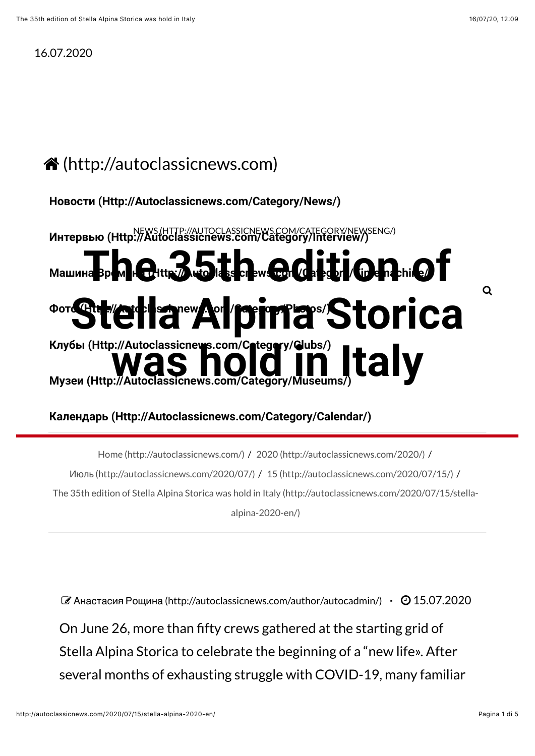16.07.2020

(http://autoclassicnews.com)

**Новости (Http://Autoclassicnews.com/Category/News/)**

**Интервью (Http://Autoclassicnews.com/Category/Interview/)**

**Машина Времени (Http://Autoclassicnews.com/Category/Timemachine/)**

**Фото (Http://Autoclassicnews.com/Category/Photos/)**

**Клубы (Http://Autoclassicnews.com/Category/Clubs/)**

**Музеи (Http://Autoclassicnews.com/Category/Museums/)**

**Календарь (Http://Autoclassicnews.com/Category/Calendar/)**

NEWS (HTTP://AUTOCLASSICNEWS.COM/CATEGORY/NEWSENG/)

# The 35th edition of Stella Alpina Storica was hold in Italy

Home (http://autoclassicnews.com/) / 2020 (http://autoclassicnews.com/2020/) / Июль (http://autoclassicnews.com/2020/07/) / 15 (http://autoclassicnews.com/2020/07/15/) / The 35th edition of Stella Alpina Storica was hold in Italy (http://autoclassicnews.com/2020/07/15/stella-alpina-2020-en/)

Анастасия Рощина (http://autoclassicnews.com/author/autocadmin/) · 15.07.2020

On June 26, more than fifty crews gathered at the starting grid of Stella Alpina Storica to celebrate the beginning of a "new life». After several months of exhausting struggle with COVID-19, many familiar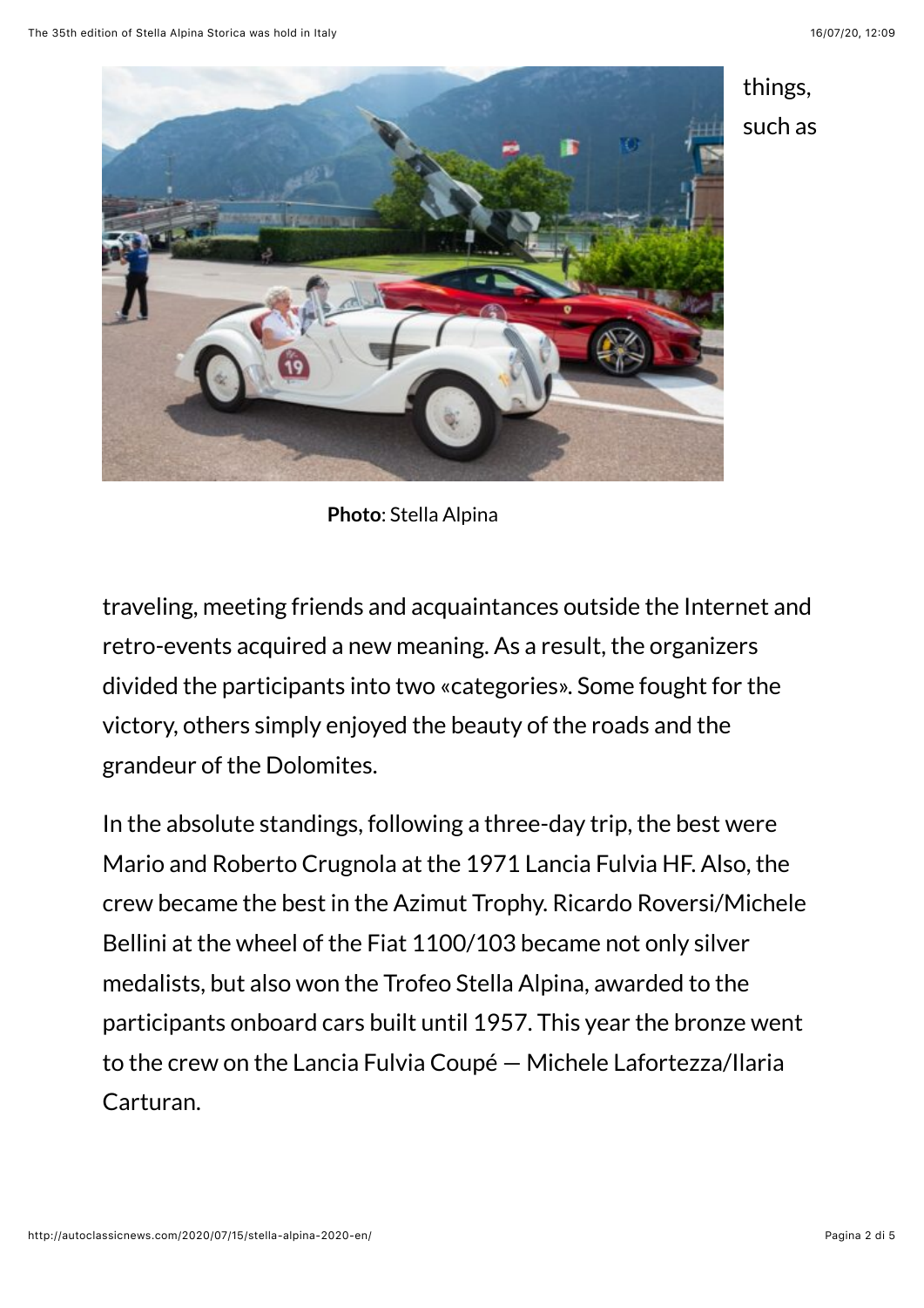things, such as

**Photo**: Stella Alpina

traveling, meeting friends and acquaintances outside the Internet and retro-events acquired a new meaning. As a result, the organizers divided the participants into two «categories». Some fought for the victory, others simply enjoyed the beauty of the roads and the grandeur of the Dolomites.

In the absolute standings, following a three-day trip, the best were Mario and Roberto Crugnola at the 1971 Lancia Fulvia HF. Also, the crew became the best in the Azimut Trophy. Ricardo Roversi/Michele Bellini at the wheel of the Fiat 1100/103 became not only silver medalists, but also won the Trofeo Stella Alpina, awarded to the participants onboard cars built until 1957. This year the bronze went to the crew on the Lancia Fulvia Coupé — Michele Lafortezza/Ilaria Carturan.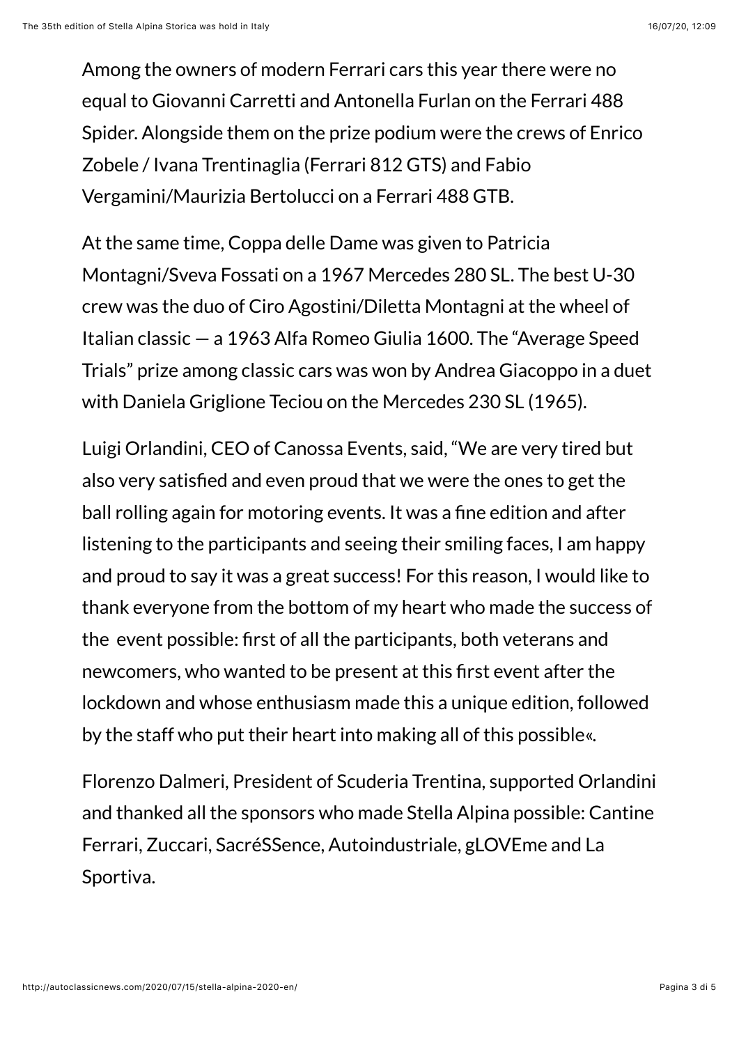Among the owners of modern Ferrari cars this year there were no equal to Giovanni Carretti and Antonella Furlan on the Ferrari 488 Spider. Alongside them on the prize podium were the crews of Enrico Zobele / Ivana Trentinaglia (Ferrari 812 GTS) and Fabio Vergamini/Maurizia Bertolucci on a Ferrari 488 GTB.

At the same time, Coppa delle Dame was given to Patricia Montagni/Sveva Fossati on a 1967 Mercedes 280 SL. The best U-30 crew was the duo of Ciro Agostini/Diletta Montagni at the wheel of Italian classic — a 1963 Alfa Romeo Giulia 1600. The "Average Speed Trials" prize among classic cars was won by Andrea Giacoppo in a duet with Daniela Griglione Teciou on the Mercedes 230 SL (1965).

Luigi Orlandini, CEO of Canossa Events, said, "We are very tired but also very satisfied and even proud that we were the ones to get the ball rolling again for motoring events. It was a fine edition and after listening to the participants and seeing their smiling faces, I am happy and proud to say it was a great success! For this reason, I would like to thank everyone from the bottom of my heart who made the success of the event possible: first of all the participants, both veterans and newcomers, who wanted to be present at this first event after the lockdown and whose enthusiasm made this a unique edition, followed by the staff who put their heart into making all of this possible«.

Florenzo Dalmeri, President of Scuderia Trentina, supported Orlandini and thanked all the sponsors who made Stella Alpina possible: Cantine Ferrari, Zuccari, SacréSSence, Autoindustriale, gLOVEme and La Sportiva.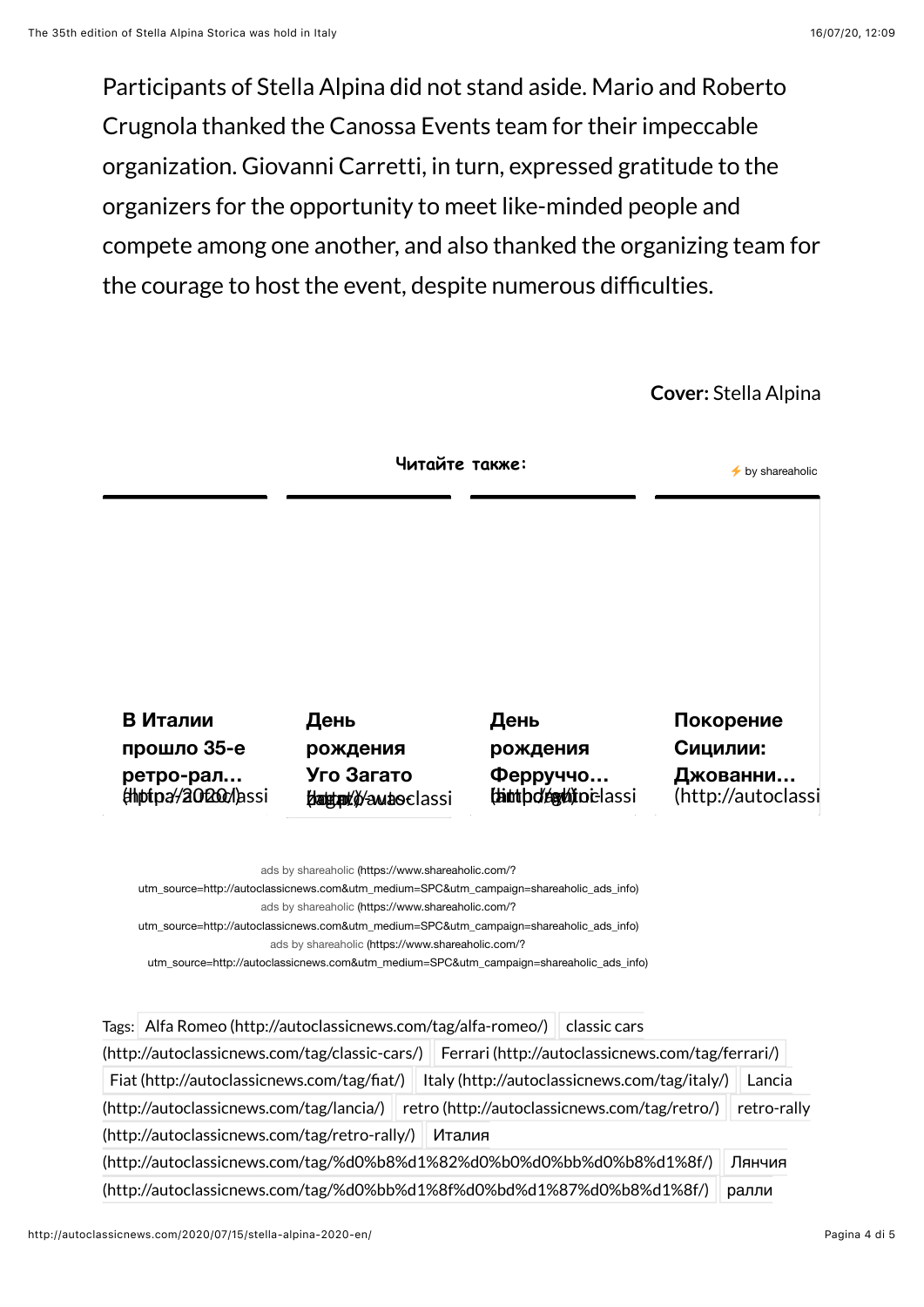Participants of Stella Alpina did not stand aside. Mario and Roberto Crugnola thanked the Canossa Events team for their impeccable organization. Giovanni Carretti, in turn, expressed gratitude to the organizers for the opportunity to meet like-minded people and compete among one another, and also thanked the organizing team for the courage to host the event, despite numerous difficulties.

**Cover:** Stella Alpina

**Читайте также:**

⚡ by shareaholic

**В Италии прошло 35-е ретро-рал…** (http://autoclassi

**День рождения Уго Загато** (http://autoclassi

**День рождения Ферруччо…** (http://autoclassi

**Покорение Сицилии: Джованни…** (http://autoclassi

ads by shareaholic (https://www.shareaholic.com/?utm_source=http://autoclassicnews.com&utm_medium=SPC&utm_campaign=shareaholic_ads_info)
ads by shareaholic (https://www.shareaholic.com/?utm_source=http://autoclassicnews.com&utm_medium=SPC&utm_campaign=shareaholic_ads_info)
ads by shareaholic (https://www.shareaholic.com/?utm_source=http://autoclassicnews.com&utm_medium=SPC&utm_campaign=shareaholic_ads_info)

Tags: Alfa Romeo (http://autoclassicnews.com/tag/alfa-romeo/) classic cars (http://autoclassicnews.com/tag/classic-cars/) Ferrari (http://autoclassicnews.com/tag/ferrari/) Fiat (http://autoclassicnews.com/tag/fiat/) Italy (http://autoclassicnews.com/tag/italy/) Lancia (http://autoclassicnews.com/tag/lancia/) retro (http://autoclassicnews.com/tag/retro/) retro-rally (http://autoclassicnews.com/tag/retro-rally/) Италия (http://autoclassicnews.com/tag/%d0%b8%d1%82%d0%b0%d0%bb%d0%b8%d1%8f/) Лянчия (http://autoclassicnews.com/tag/%d0%bb%d1%8f%d0%bd%d1%87%d0%b8%d1%8f/) ралли